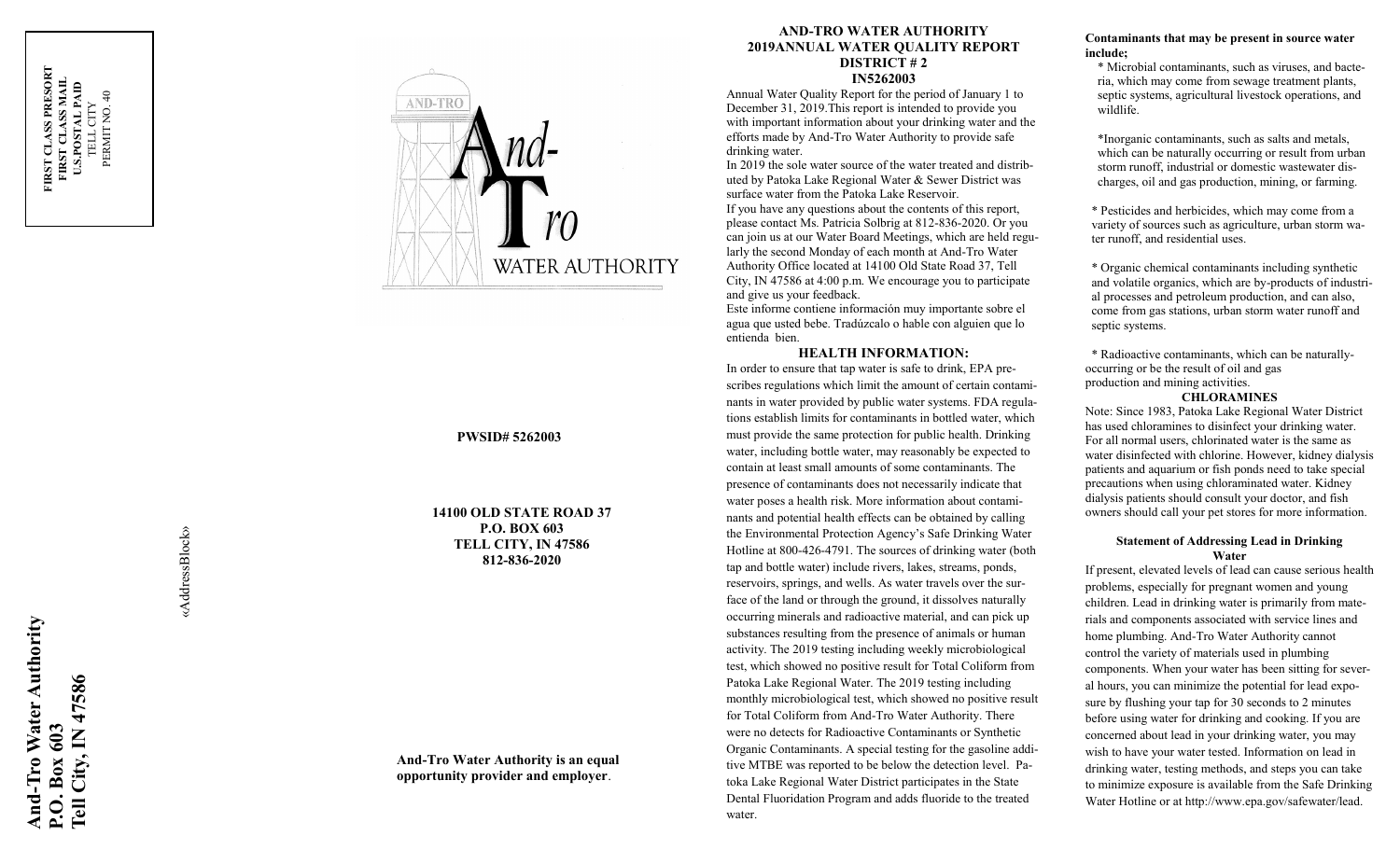FIRST CLASS PRESORT
FIRST CLASS MAIL
U.S.POSTAL PAID
TELL CITY
PERMIT NO. 40

**And-Tro Water Authority**
**P.O. Box 603**
**Tell City, IN 47586**

«AddressBlock»

AND-TRO

And-Tro
WATER AUTHORITY

**PWSID# 5262003**

**14100 OLD STATE ROAD 37**
**P.O. BOX 603**
**TELL CITY, IN 47586**
**812-836-2020**

**And-Tro Water Authority is an equal opportunity provider and employer**.

# AND-TRO WATER AUTHORITY 2019ANNUAL WATER QUALITY REPORT DISTRICT # 2 IN5262003

Annual Water Quality Report for the period of January 1 to December 31, 2019.This report is intended to provide you with important information about your drinking water and the efforts made by And-Tro Water Authority to provide safe drinking water.

In 2019 the sole water source of the water treated and distributed by Patoka Lake Regional Water & Sewer District was surface water from the Patoka Lake Reservoir.

If you have any questions about the contents of this report, please contact Ms. Patricia Solbrig at 812-836-2020. Or you can join us at our Water Board Meetings, which are held regularly the second Monday of each month at And-Tro Water Authority Office located at 14100 Old State Road 37, Tell City, IN 47586 at 4:00 p.m. We encourage you to participate and give us your feedback.

Este informe contiene información muy importante sobre el agua que usted bebe. Tradúzcalo o hable con alguien que lo entienda bien.

## HEALTH INFORMATION:

In order to ensure that tap water is safe to drink, EPA prescribes regulations which limit the amount of certain contaminants in water provided by public water systems. FDA regulations establish limits for contaminants in bottled water, which must provide the same protection for public health. Drinking water, including bottle water, may reasonably be expected to contain at least small amounts of some contaminants. The presence of contaminants does not necessarily indicate that water poses a health risk. More information about contaminants and potential health effects can be obtained by calling the Environmental Protection Agency's Safe Drinking Water Hotline at 800-426-4791. The sources of drinking water (both tap and bottle water) include rivers, lakes, streams, ponds, reservoirs, springs, and wells. As water travels over the surface of the land or through the ground, it dissolves naturally occurring minerals and radioactive material, and can pick up substances resulting from the presence of animals or human activity. The 2019 testing including weekly microbiological test, which showed no positive result for Total Coliform from Patoka Lake Regional Water. The 2019 testing including monthly microbiological test, which showed no positive result for Total Coliform from And-Tro Water Authority. There were no detects for Radioactive Contaminants or Synthetic Organic Contaminants. A special testing for the gasoline additive MTBE was reported to be below the detection level. Patoka Lake Regional Water District participates in the State Dental Fluoridation Program and adds fluoride to the treated water.

**Contaminants that may be present in source water include;**

* Microbial contaminants, such as viruses, and bacteria, which may come from sewage treatment plants, septic systems, agricultural livestock operations, and wildlife.

*Inorganic contaminants, such as salts and metals, which can be naturally occurring or result from urban storm runoff, industrial or domestic wastewater discharges, oil and gas production, mining, or farming.

* Pesticides and herbicides, which may come from a variety of sources such as agriculture, urban storm water runoff, and residential uses.

* Organic chemical contaminants including synthetic and volatile organics, which are by-products of industrial processes and petroleum production, and can also, come from gas stations, urban storm water runoff and septic systems.

* Radioactive contaminants, which can be naturally-occurring or be the result of oil and gas production and mining activities.

## CHLORAMINES

Note: Since 1983, Patoka Lake Regional Water District has used chloramines to disinfect your drinking water. For all normal users, chlorinated water is the same as water disinfected with chlorine. However, kidney dialysis patients and aquarium or fish ponds need to take special precautions when using chloraminated water. Kidney dialysis patients should consult your doctor, and fish owners should call your pet stores for more information.

### Statement of Addressing Lead in Drinking Water

If present, elevated levels of lead can cause serious health problems, especially for pregnant women and young children. Lead in drinking water is primarily from materials and components associated with service lines and home plumbing. And-Tro Water Authority cannot control the variety of materials used in plumbing components. When your water has been sitting for several hours, you can minimize the potential for lead exposure by flushing your tap for 30 seconds to 2 minutes before using water for drinking and cooking. If you are concerned about lead in your drinking water, you may wish to have your water tested. Information on lead in drinking water, testing methods, and steps you can take to minimize exposure is available from the Safe Drinking Water Hotline or at http://www.epa.gov/safewater/lead.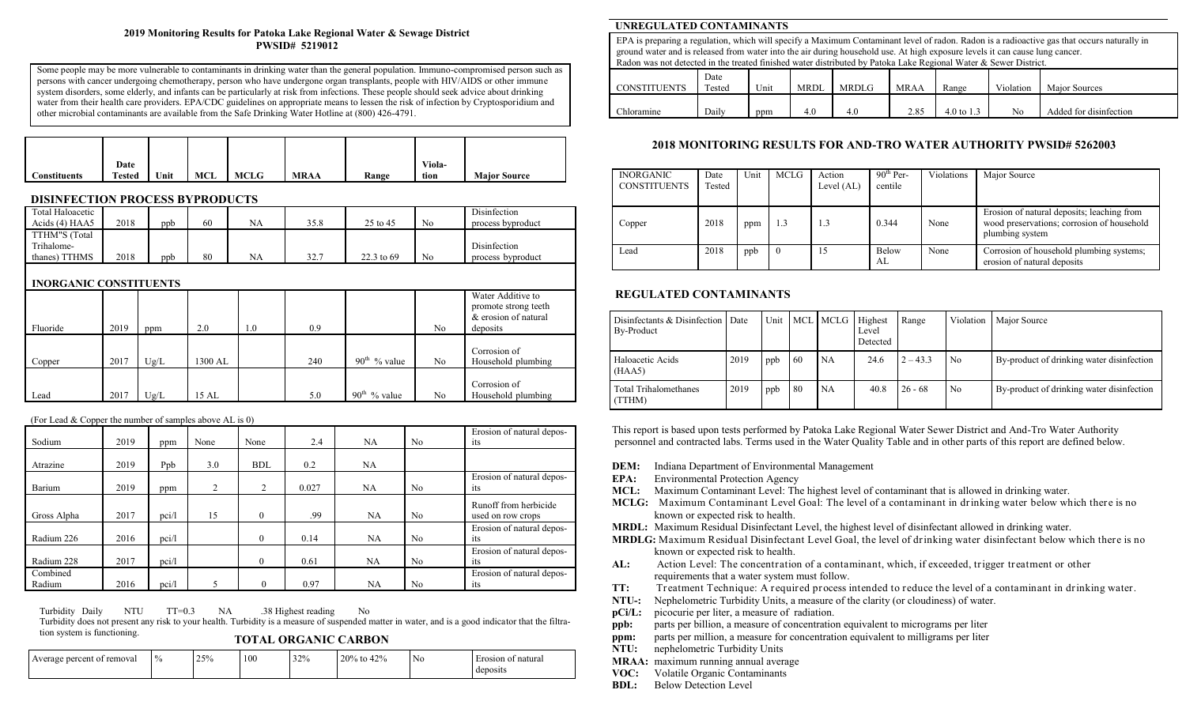## 2019 Monitoring Results for Patoka Lake Regional Water & Sewage District PWSID# 5219012

Some people may be more vulnerable to contaminants in drinking water than the general population. Immuno-compromised person such as persons with cancer undergoing chemotherapy, person who have undergone organ transplants, people with HIV/AIDS or other immune system disorders, some elderly, and infants can be particularly at risk from infections. These people should seek advice about drinking water from their health care providers. EPA/CDC guidelines on appropriate means to lessen the risk of infection by Cryptosporidium and other microbial contaminants are available from the Safe Drinking Water Hotline at (800) 426-4791.

| Constituents | Date Tested | Unit | MCL | MCLG | MRAA | Range | Viola-tion | Major Source |
|---|---|---|---|---|---|---|---|---|
| **DISINFECTION PROCESS BYPRODUCTS** | | | | | | | | |
| Total Haloacetic Acids (4) HAA5 | 2018 | ppb | 60 | NA | 35.8 | 25 to 45 | No | Disinfection process byproduct |
| TTHM"S (Total Trihalome-thanes) TTHMS | 2018 | ppb | 80 | NA | 32.7 | 22.3 to 69 | No | Disinfection process byproduct |
| **INORGANIC CONSTITUENTS** | | | | | | | | |
| Fluoride | 2019 | ppm | 2.0 | 1.0 | 0.9 | | No | Water Additive to promote strong teeth & erosion of natural deposits |
| Copper | 2017 | Ug/L | 1300 AL | | 240 | 90th % value | No | Corrosion of Household plumbing |
| Lead | 2017 | Ug/L | 15 AL | | 5.0 | 90th % value | No | Corrosion of Household plumbing |

(For Lead & Copper the number of samples above AL is 0)

| | | | | | | | | |
|---|---|---|---|---|---|---|---|---|
| Sodium | 2019 | ppm | None | None | 2.4 | NA | No | Erosion of natural deposits |
| Atrazine | 2019 | Ppb | 3.0 | BDL | 0.2 | NA | | |
| Barium | 2019 | ppm | 2 | 2 | 0.027 | NA | No | Erosion of natural deposits |
| Gross Alpha | 2017 | pci/l | 15 | 0 | .99 | NA | No | Runoff from herbicide used on row crops |
| Radium 226 | 2016 | pci/l | | 0 | 0.14 | NA | No | Erosion of natural deposits |
| Radium 228 | 2017 | pci/l | | 0 | 0.61 | NA | No | Erosion of natural deposits |
| Combined Radium | 2016 | pci/l | 5 | 0 | 0.97 | NA | No | Erosion of natural deposits |

Turbidity Daily NTU TT=0.3 NA .38 Highest reading No

Turbidity does not present any risk to your health. Turbidity is a measure of suspended matter in water, and is a good indicator that the filtration system is functioning.

### TOTAL ORGANIC CARBON

| | | | | | | | |
|---|---|---|---|---|---|---|---|
| Average percent of removal | % | 25% | 100 | 32% | 20% to 42% | No | Erosion of natural deposits |

### UNREGULATED CONTAMINANTS

EPA is preparing a regulation, which will specify a Maximum Contaminant level of radon. Radon is a radioactive gas that occurs naturally in ground water and is released from water into the air during household use. At high exposure levels it can cause lung cancer. Radon was not detected in the treated finished water distributed by Patoka Lake Regional Water & Sewer District.

| CONSTITUENTS | Date Tested | Unit | MRDL | MRDLG | MRAA | Range | Violation | Major Sources |
|---|---|---|---|---|---|---|---|---|
| Chloramine | Daily | ppm | 4.0 | 4.0 | 2.85 | 4.0 to 1.3 | No | Added for disinfection |

## 2018 MONITORING RESULTS FOR AND-TRO WATER AUTHORITY PWSID# 5262003

| INORGANIC CONSTITUENTS | Date Tested | Unit | MCLG | Action Level (AL) | 90th Per-centile | Violations | Major Source |
|---|---|---|---|---|---|---|---|
| Copper | 2018 | ppm | 1.3 | 1.3 | 0.344 | None | Erosion of natural deposits; leaching from wood preservations; corrosion of household plumbing system |
| Lead | 2018 | ppb | 0 | 15 | Below AL | None | Corrosion of household plumbing systems; erosion of natural deposits |

### REGULATED CONTAMINANTS

| Disinfectants & Disinfection By-Product | Date | Unit | MCL | MCLG | Highest Level Detected | Range | Violation | Major Source |
|---|---|---|---|---|---|---|---|---|
| Haloacetic Acids (HAA5) | 2019 | ppb | 60 | NA | 24.6 | 2 – 43.3 | No | By-product of drinking water disinfection |
| Total Trihalomethanes (TTHM) | 2019 | ppb | 80 | NA | 40.8 | 26 - 68 | No | By-product of drinking water disinfection |

This report is based upon tests performed by Patoka Lake Regional Water Sewer District and And-Tro Water Authority personnel and contracted labs. Terms used in the Water Quality Table and in other parts of this report are defined below.

**DEM:** Indiana Department of Environmental Management
**EPA:** Environmental Protection Agency
**MCL:** Maximum Contaminant Level: The highest level of contaminant that is allowed in drinking water.
**MCLG:** Maximum Contaminant Level Goal: The level of a contaminant in drinking water below which there is no known or expected risk to health.
**MRDL:** Maximum Residual Disinfectant Level, the highest level of disinfectant allowed in drinking water.
**MRDLG:** Maximum Residual Disinfectant Level Goal, the level of drinking water disinfectant below which there is no known or expected risk to health.
**AL:** Action Level: The concentration of a contaminant, which, if exceeded, trigger treatment or other requirements that a water system must follow.
**TT:** Treatment Technique: A required process intended to reduce the level of a contaminant in drinking water.
**NTU-:** Nephelometric Turbidity Units, a measure of the clarity (or cloudiness) of water.
**pCi/L:** picocurie per liter, a measure of radiation.
**ppb:** parts per billion, a measure of concentration equivalent to micrograms per liter
**ppm:** parts per million, a measure for concentration equivalent to milligrams per liter
**NTU:** nephelometric Turbidity Units
**MRAA:** maximum running annual average
**VOC:** Volatile Organic Contaminants
**BDL:** Below Detection Level